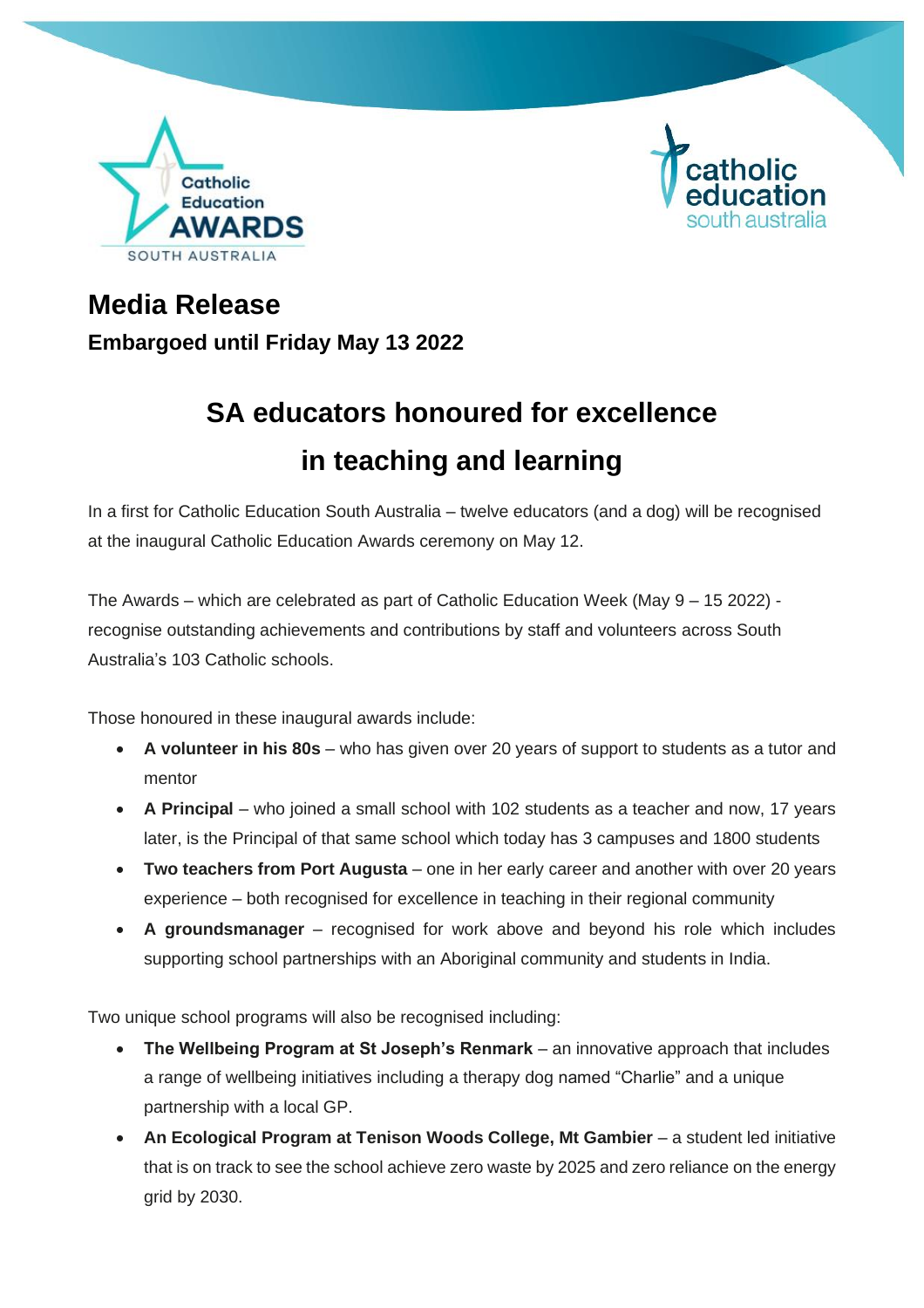# Media Release

**Embargoed until Friday May 13 2022**

## SA educators honoured for excellence in teaching and learning

In a first for Catholic Education South Australia – twelve educators (and a dog) will be recognised at the inaugural Catholic Education Awards ceremony on May 12.

The Awards – which are celebrated as part of Catholic Education Week (May 9 – 15 2022) - recognise outstanding achievements and contributions by staff and volunteers across South Australia's 103 Catholic schools.

Those honoured in these inaugural awards include:

- **A volunteer in his 80s** – who has given over 20 years of support to students as a tutor and mentor
- **A Principal** – who joined a small school with 102 students as a teacher and now, 17 years later, is the Principal of that same school which today has 3 campuses and 1800 students
- **Two teachers from Port Augusta** – one in her early career and another with over 20 years experience – both recognised for excellence in teaching in their regional community
- **A groundsmanager** – recognised for work above and beyond his role which includes supporting school partnerships with an Aboriginal community and students in India.

Two unique school programs will also be recognised including:

- **The Wellbeing Program at St Joseph's Renmark** – an innovative approach that includes a range of wellbeing initiatives including a therapy dog named "Charlie" and a unique partnership with a local GP.
- **An Ecological Program at Tenison Woods College, Mt Gambier** – a student led initiative that is on track to see the school achieve zero waste by 2025 and zero reliance on the energy grid by 2030.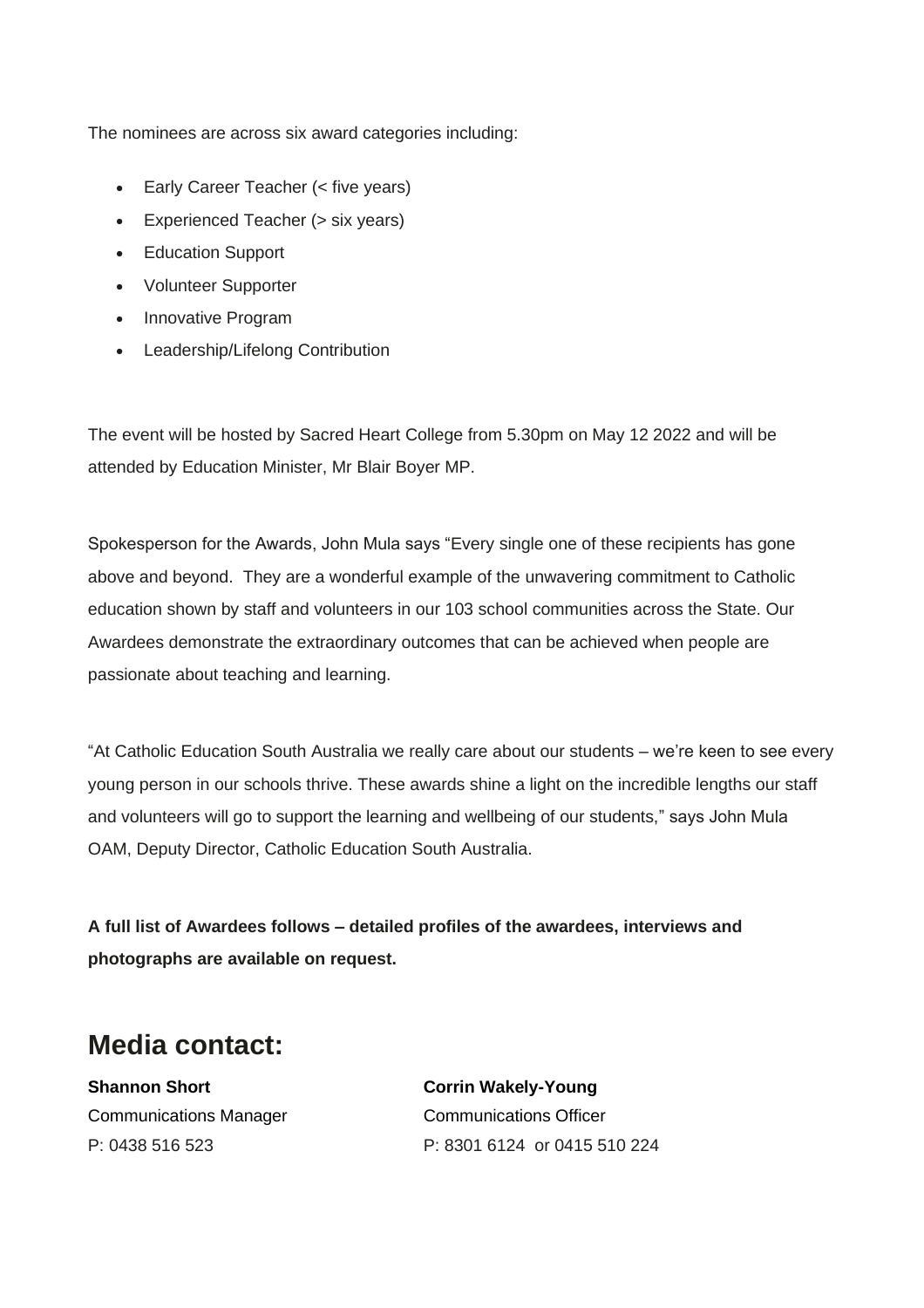The nominees are across six award categories including:

- Early Career Teacher (< five years)
- Experienced Teacher (> six years)
- Education Support
- Volunteer Supporter
- Innovative Program
- Leadership/Lifelong Contribution

The event will be hosted by Sacred Heart College from 5.30pm on May 12 2022 and will be attended by Education Minister, Mr Blair Boyer MP.

Spokesperson for the Awards, John Mula says "Every single one of these recipients has gone above and beyond. They are a wonderful example of the unwavering commitment to Catholic education shown by staff and volunteers in our 103 school communities across the State. Our Awardees demonstrate the extraordinary outcomes that can be achieved when people are passionate about teaching and learning.

"At Catholic Education South Australia we really care about our students – we're keen to see every young person in our schools thrive. These awards shine a light on the incredible lengths our staff and volunteers will go to support the learning and wellbeing of our students," says John Mula OAM, Deputy Director, Catholic Education South Australia.

**A full list of Awardees follows – detailed profiles of the awardees, interviews and photographs are available on request.**

## Media contact:

**Shannon Short**
Communications Manager
P: 0438 516 523

**Corrin Wakely-Young**
Communications Officer
P: 8301 6124 or 0415 510 224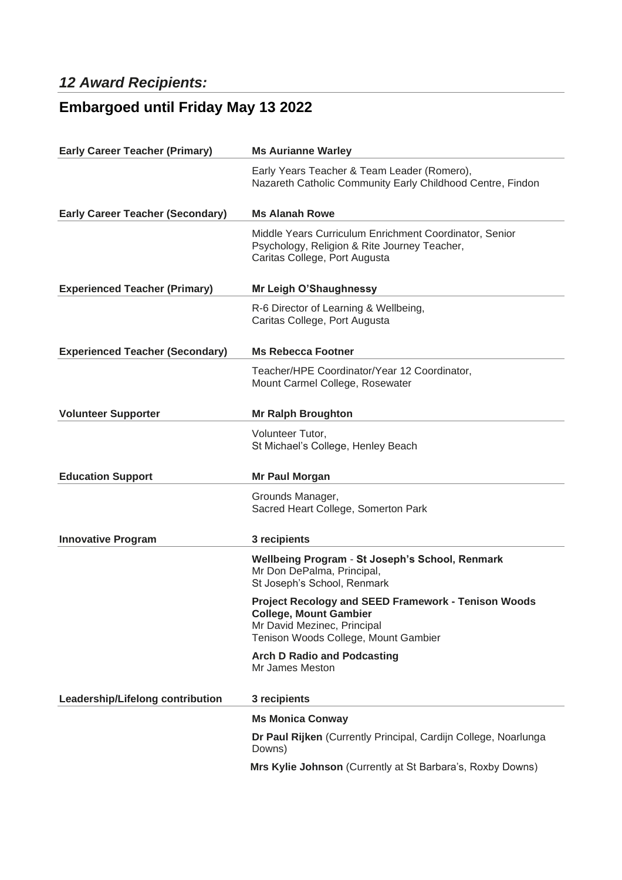## *12 Award Recipients:*

## Embargoed until Friday May 13 2022

| | |
|---|---|
| **Early Career Teacher (Primary)** | **Ms Aurianne Warley** |
| | Early Years Teacher & Team Leader (Romero), Nazareth Catholic Community Early Childhood Centre, Findon |
| **Early Career Teacher (Secondary)** | **Ms Alanah Rowe** |
| | Middle Years Curriculum Enrichment Coordinator, Senior Psychology, Religion & Rite Journey Teacher, Caritas College, Port Augusta |
| **Experienced Teacher (Primary)** | **Mr Leigh O'Shaughnessy** |
| | R-6 Director of Learning & Wellbeing, Caritas College, Port Augusta |
| **Experienced Teacher (Secondary)** | **Ms Rebecca Footner** |
| | Teacher/HPE Coordinator/Year 12 Coordinator, Mount Carmel College, Rosewater |
| **Volunteer Supporter** | **Mr Ralph Broughton** |
| | Volunteer Tutor, St Michael's College, Henley Beach |
| **Education Support** | **Mr Paul Morgan** |
| | Grounds Manager, Sacred Heart College, Somerton Park |
| **Innovative Program** | **3 recipients** |
| | **Wellbeing Program** - **St Joseph's School, Renmark** Mr Don DePalma, Principal, St Joseph's School, Renmark |
| | **Project Recology and SEED Framework - Tenison Woods College, Mount Gambier** Mr David Mezinec, Principal Tenison Woods College, Mount Gambier |
| | **Arch D Radio and Podcasting** Mr James Meston |
| **Leadership/Lifelong contribution** | **3 recipients** |
| | **Ms Monica Conway** |
| | **Dr Paul Rijken** (Currently Principal, Cardijn College, Noarlunga Downs) |
| | **Mrs Kylie Johnson** (Currently at St Barbara's, Roxby Downs) |